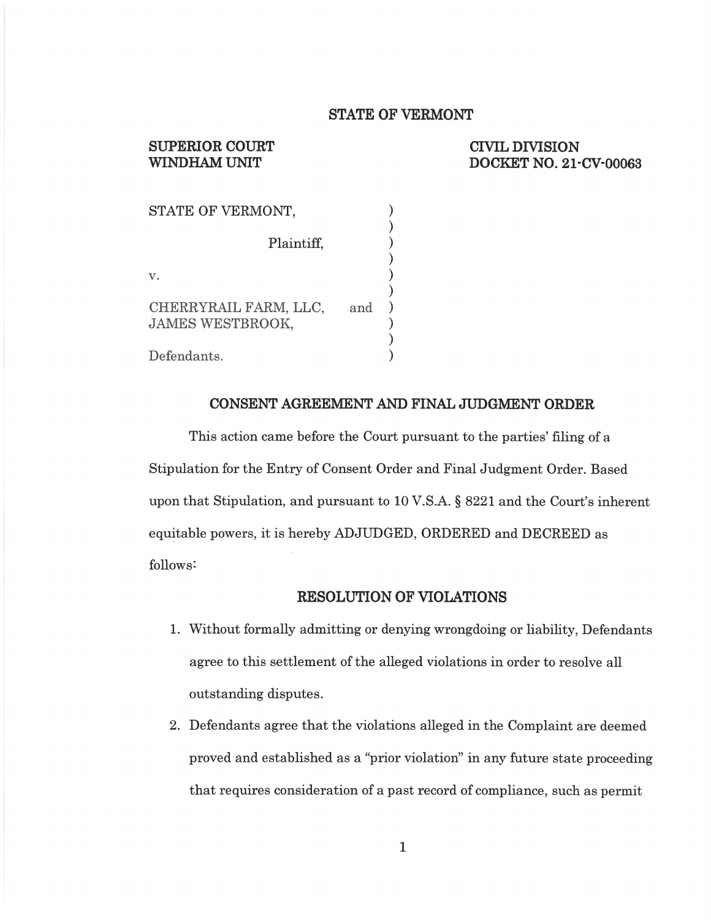# STATE OF VERMONT

**SUPERIOR COURT**
**WINDHAM UNIT**

**CIVIL DIVISION**
**DOCKET NO. 21-CV-00063**

STATE OF VERMONT,

Plaintiff,

v.

CHERRYRAIL FARM, LLC, and
JAMES WESTBROOK,

Defendants.

## CONSENT AGREEMENT AND FINAL JUDGMENT ORDER

This action came before the Court pursuant to the parties' filing of a Stipulation for the Entry of Consent Order and Final Judgment Order. Based upon that Stipulation, and pursuant to 10 V.S.A. § 8221 and the Court's inherent equitable powers, it is hereby ADJUDGED, ORDERED and DECREED as follows:

## RESOLUTION OF VIOLATIONS

1. Without formally admitting or denying wrongdoing or liability, Defendants agree to this settlement of the alleged violations in order to resolve all outstanding disputes.
2. Defendants agree that the violations alleged in the Complaint are deemed proved and established as a "prior violation" in any future state proceeding that requires consideration of a past record of compliance, such as permit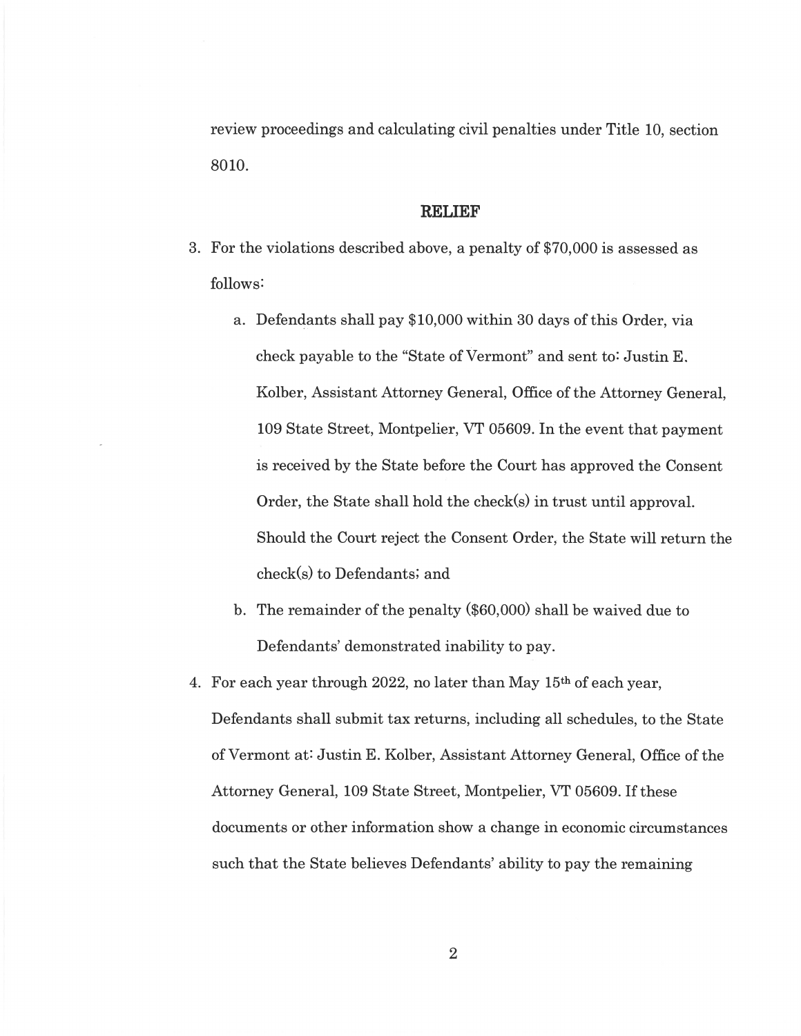review proceedings and calculating civil penalties under Title 10, section 8010.

## RELIEF

3. For the violations described above, a penalty of $70,000 is assessed as follows:

   a. Defendants shall pay $10,000 within 30 days of this Order, via check payable to the "State of Vermont" and sent to: Justin E. Kolber, Assistant Attorney General, Office of the Attorney General, 109 State Street, Montpelier, VT 05609. In the event that payment is received by the State before the Court has approved the Consent Order, the State shall hold the check(s) in trust until approval. Should the Court reject the Consent Order, the State will return the check(s) to Defendants; and

   b. The remainder of the penalty ($60,000) shall be waived due to Defendants' demonstrated inability to pay.

4. For each year through 2022, no later than May 15th of each year, Defendants shall submit tax returns, including all schedules, to the State of Vermont at: Justin E. Kolber, Assistant Attorney General, Office of the Attorney General, 109 State Street, Montpelier, VT 05609. If these documents or other information show a change in economic circumstances such that the State believes Defendants' ability to pay the remaining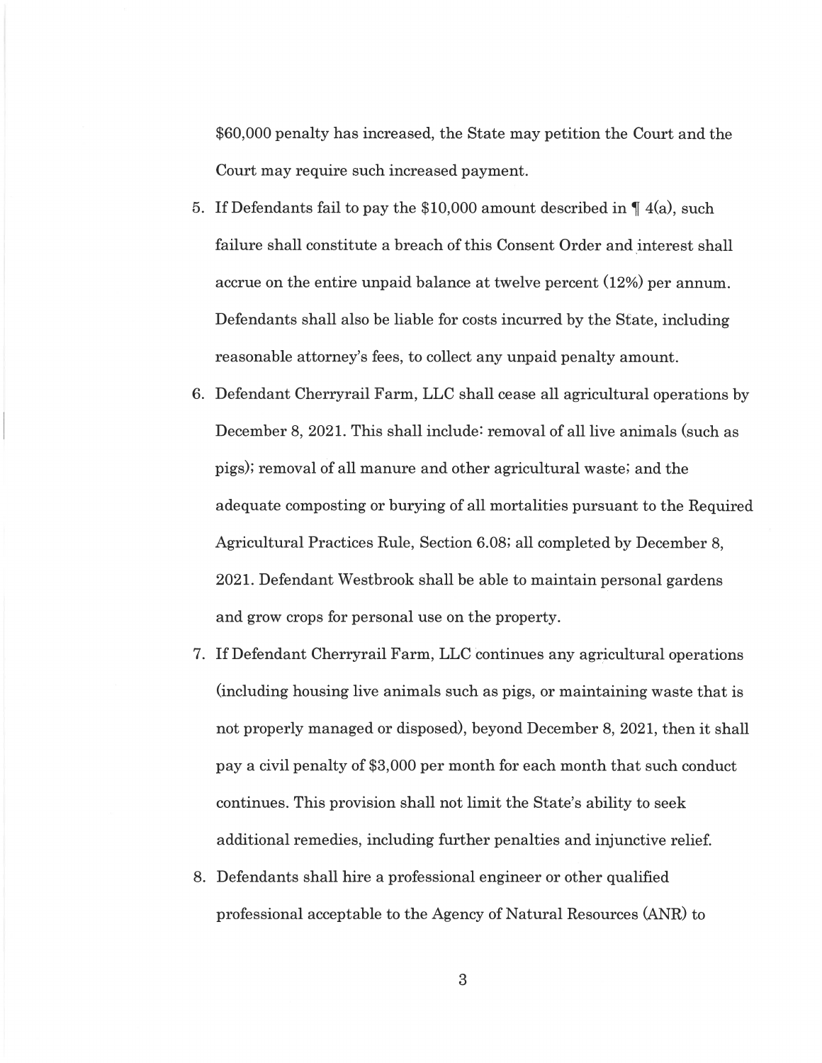$60,000 penalty has increased, the State may petition the Court and the Court may require such increased payment.

5. If Defendants fail to pay the $10,000 amount described in ¶ 4(a), such failure shall constitute a breach of this Consent Order and interest shall accrue on the entire unpaid balance at twelve percent (12%) per annum. Defendants shall also be liable for costs incurred by the State, including reasonable attorney's fees, to collect any unpaid penalty amount.
6. Defendant Cherryrail Farm, LLC shall cease all agricultural operations by December 8, 2021. This shall include: removal of all live animals (such as pigs); removal of all manure and other agricultural waste; and the adequate composting or burying of all mortalities pursuant to the Required Agricultural Practices Rule, Section 6.08; all completed by December 8, 2021. Defendant Westbrook shall be able to maintain personal gardens and grow crops for personal use on the property.
7. If Defendant Cherryrail Farm, LLC continues any agricultural operations (including housing live animals such as pigs, or maintaining waste that is not properly managed or disposed), beyond December 8, 2021, then it shall pay a civil penalty of $3,000 per month for each month that such conduct continues. This provision shall not limit the State's ability to seek additional remedies, including further penalties and injunctive relief.
8. Defendants shall hire a professional engineer or other qualified professional acceptable to the Agency of Natural Resources (ANR) to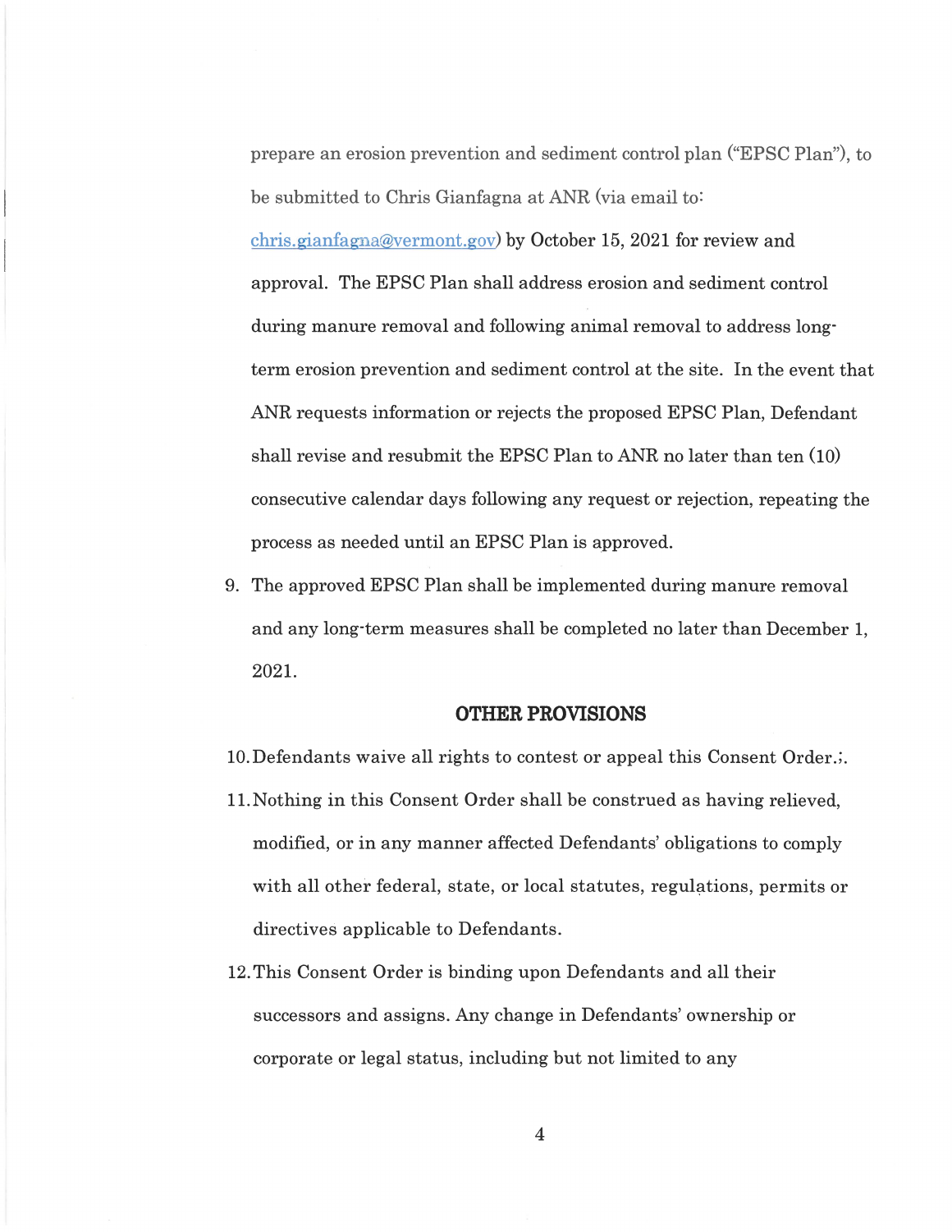prepare an erosion prevention and sediment control plan ("EPSC Plan"), to be submitted to Chris Gianfagna at ANR (via email to: chris.gianfagna@vermont.gov) by October 15, 2021 for review and approval. The EPSC Plan shall address erosion and sediment control during manure removal and following animal removal to address long-term erosion prevention and sediment control at the site. In the event that ANR requests information or rejects the proposed EPSC Plan, Defendant shall revise and resubmit the EPSC Plan to ANR no later than ten (10) consecutive calendar days following any request or rejection, repeating the process as needed until an EPSC Plan is approved.

9. The approved EPSC Plan shall be implemented during manure removal and any long-term measures shall be completed no later than December 1, 2021.

## OTHER PROVISIONS

10. Defendants waive all rights to contest or appeal this Consent Order.;.

11. Nothing in this Consent Order shall be construed as having relieved, modified, or in any manner affected Defendants' obligations to comply with all other federal, state, or local statutes, regulations, permits or directives applicable to Defendants.

12. This Consent Order is binding upon Defendants and all their successors and assigns. Any change in Defendants' ownership or corporate or legal status, including but not limited to any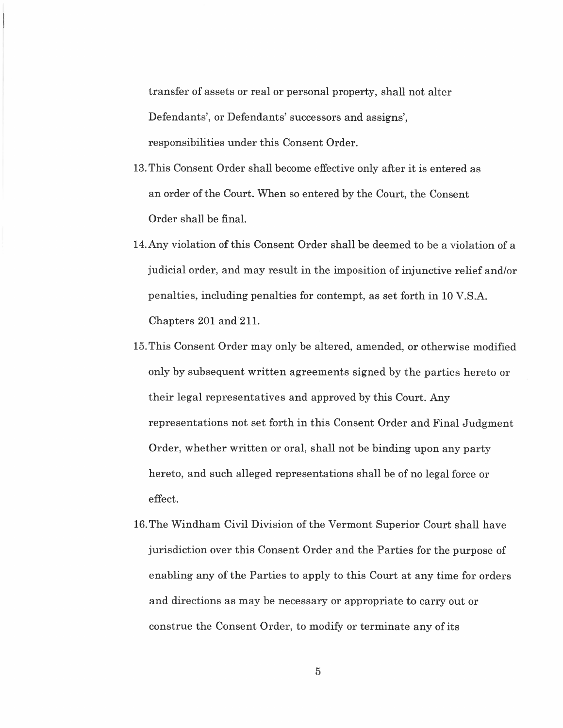transfer of assets or real or personal property, shall not alter Defendants', or Defendants' successors and assigns', responsibilities under this Consent Order.

13. This Consent Order shall become effective only after it is entered as an order of the Court. When so entered by the Court, the Consent Order shall be final.

14. Any violation of this Consent Order shall be deemed to be a violation of a judicial order, and may result in the imposition of injunctive relief and/or penalties, including penalties for contempt, as set forth in 10 V.S.A. Chapters 201 and 211.

15. This Consent Order may only be altered, amended, or otherwise modified only by subsequent written agreements signed by the parties hereto or their legal representatives and approved by this Court. Any representations not set forth in this Consent Order and Final Judgment Order, whether written or oral, shall not be binding upon any party hereto, and such alleged representations shall be of no legal force or effect.

16. The Windham Civil Division of the Vermont Superior Court shall have jurisdiction over this Consent Order and the Parties for the purpose of enabling any of the Parties to apply to this Court at any time for orders and directions as may be necessary or appropriate to carry out or construe the Consent Order, to modify or terminate any of its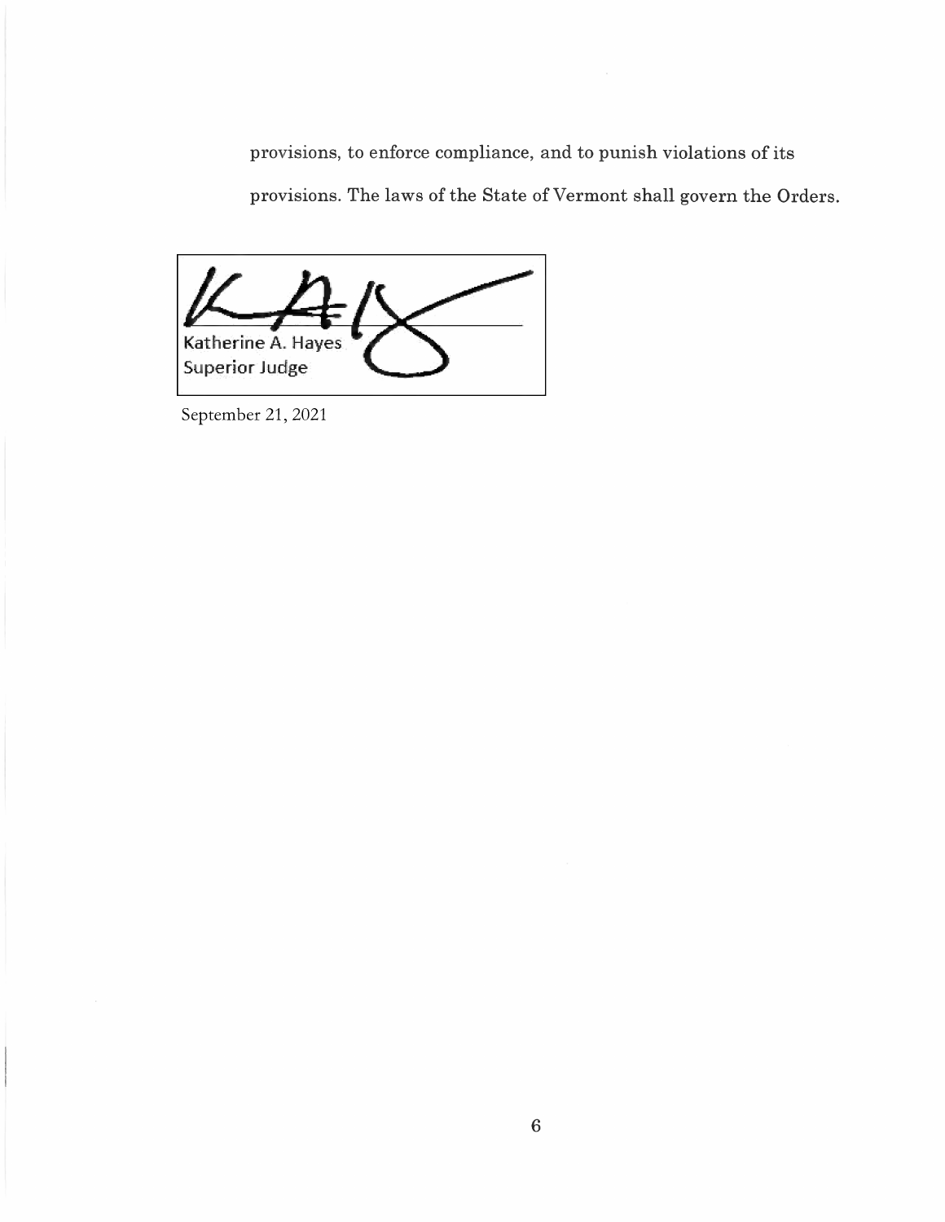provisions, to enforce compliance, and to punish violations of its provisions. The laws of the State of Vermont shall govern the Orders.

Katherine A. Hayes
Superior Judge

September 21, 2021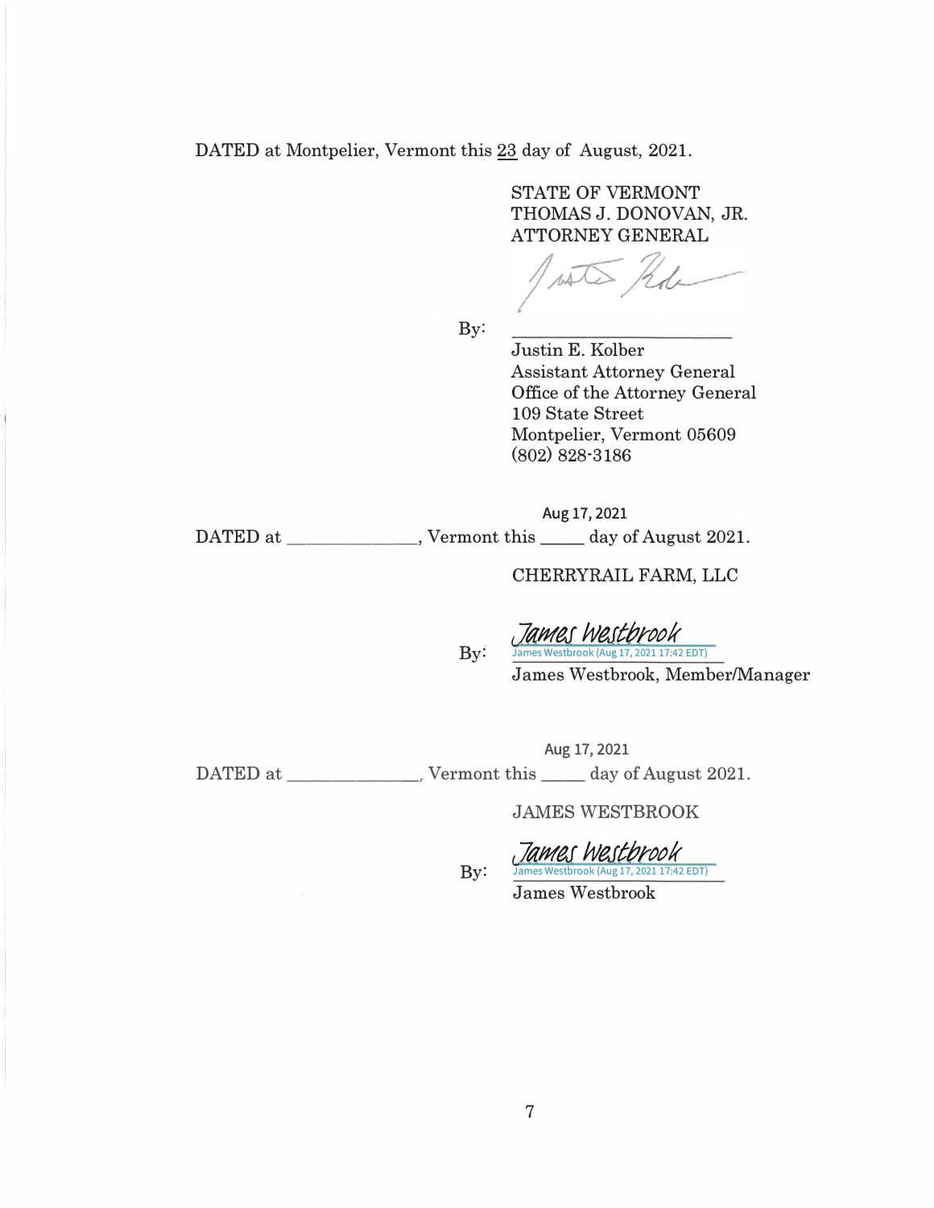DATED at Montpelier, Vermont this 23 day of August, 2021.

STATE OF VERMONT
THOMAS J. DONOVAN, JR.
ATTORNEY GENERAL

By: ______________________
Justin E. Kolber
Assistant Attorney General
Office of the Attorney General
109 State Street
Montpelier, Vermont 05609
(802) 828-3186

DATED at ______________, Vermont this Aug 17, 2021 day of August 2021.

CHERRYRAIL FARM, LLC

By: *James Westbrook*
James Westbrook (Aug 17, 2021 17:42 EDT)
James Westbrook, Member/Manager

DATED at ______________, Vermont this Aug 17, 2021 day of August 2021.

JAMES WESTBROOK

By: *James Westbrook*
James Westbrook (Aug 17, 2021 17:42 EDT)
James Westbrook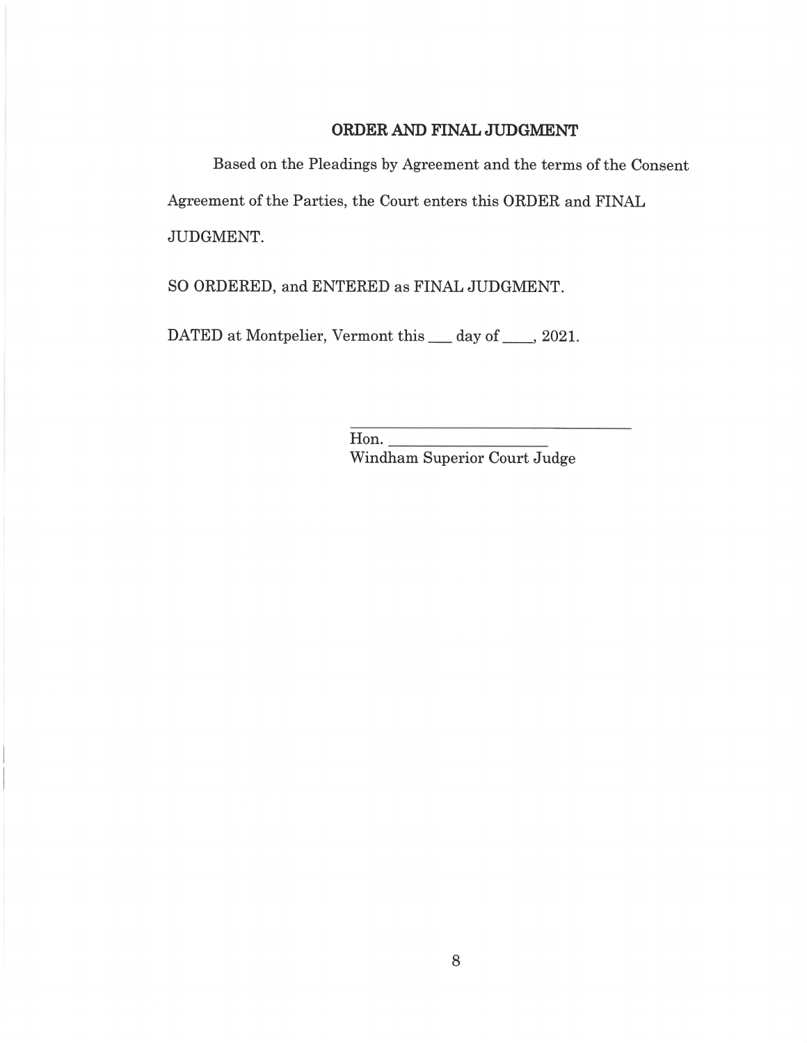## ORDER AND FINAL JUDGMENT

Based on the Pleadings by Agreement and the terms of the Consent Agreement of the Parties, the Court enters this ORDER and FINAL JUDGMENT.

SO ORDERED, and ENTERED as FINAL JUDGMENT.

DATED at Montpelier, Vermont this ___ day of ____, 2021.

\_\_\_\_\_\_\_\_\_\_\_\_\_\_\_\_\_\_\_\_\_\_\_\_\_\_\_\_\_\_\_\_

Hon. \_\_\_\_\_\_\_\_\_\_\_\_\_\_\_\_\_\_\_\_

Windham Superior Court Judge